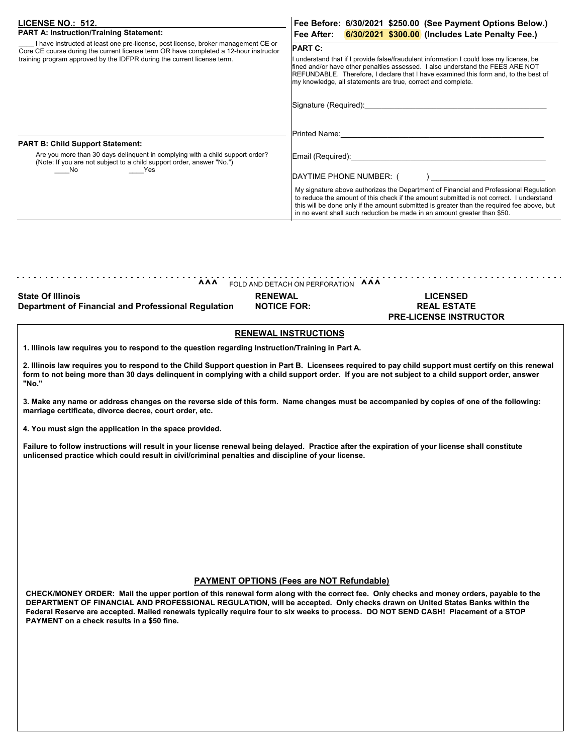**LICENSE NO.: 512.**

**PART A: Instruction/Training Statement:**

____ I have instructed at least one pre-license, post license, broker management CE or Core CE course during the current license term OR have completed a 12-hour instructor training program approved by the IDFPR during the current license term.

**PART B: Child Support Statement:**

Are you more than 30 days delinquent in complying with a child support order? (Note: If you are not subject to a child support order, answer "No.")

____No ____Yes

**Fee Before: 6/30/2021 $250.00 (See Payment Options Below.)**
**Fee After: 6/30/2021 $300.00 (Includes Late Penalty Fee.)**

**PART C:**

I understand that if I provide false/fraudulent information I could lose my license, be fined and/or have other penalties assessed. I also understand the FEES ARE NOT REFUNDABLE. Therefore, I declare that I have examined this form and, to the best of my knowledge, all statements are true, correct and complete.

Signature (Required):____________________________________________

Printed Name:____________________________________________

Email (Required):____________________________________________

DAYTIME PHONE NUMBER: ( ) ____________________________

My signature above authorizes the Department of Financial and Professional Regulation to reduce the amount of this check if the amount submitted is not correct. I understand this will be done only if the amount submitted is greater than the required fee above, but in no event shall such reduction be made in an amount greater than $50.

^^^ FOLD AND DETACH ON PERFORATION ^^^

**State Of Illinois**
**Department of Financial and Professional Regulation**

**RENEWAL NOTICE FOR:**

**LICENSED REAL ESTATE PRE-LICENSE INSTRUCTOR**

## RENEWAL INSTRUCTIONS

**1. Illinois law requires you to respond to the question regarding Instruction/Training in Part A.**

**2. Illinois law requires you to respond to the Child Support question in Part B. Licensees required to pay child support must certify on this renewal form to not being more than 30 days delinquent in complying with a child support order. If you are not subject to a child support order, answer "No."**

**3. Make any name or address changes on the reverse side of this form. Name changes must be accompanied by copies of one of the following: marriage certificate, divorce decree, court order, etc.**

**4. You must sign the application in the space provided.**

**Failure to follow instructions will result in your license renewal being delayed. Practice after the expiration of your license shall constitute unlicensed practice which could result in civil/criminal penalties and discipline of your license.**

## PAYMENT OPTIONS (Fees are NOT Refundable)

**CHECK/MONEY ORDER: Mail the upper portion of this renewal form along with the correct fee. Only checks and money orders, payable to the DEPARTMENT OF FINANCIAL AND PROFESSIONAL REGULATION, will be accepted. Only checks drawn on United States Banks within the Federal Reserve are accepted. Mailed renewals typically require four to six weeks to process. DO NOT SEND CASH! Placement of a STOP PAYMENT on a check results in a $50 fine.**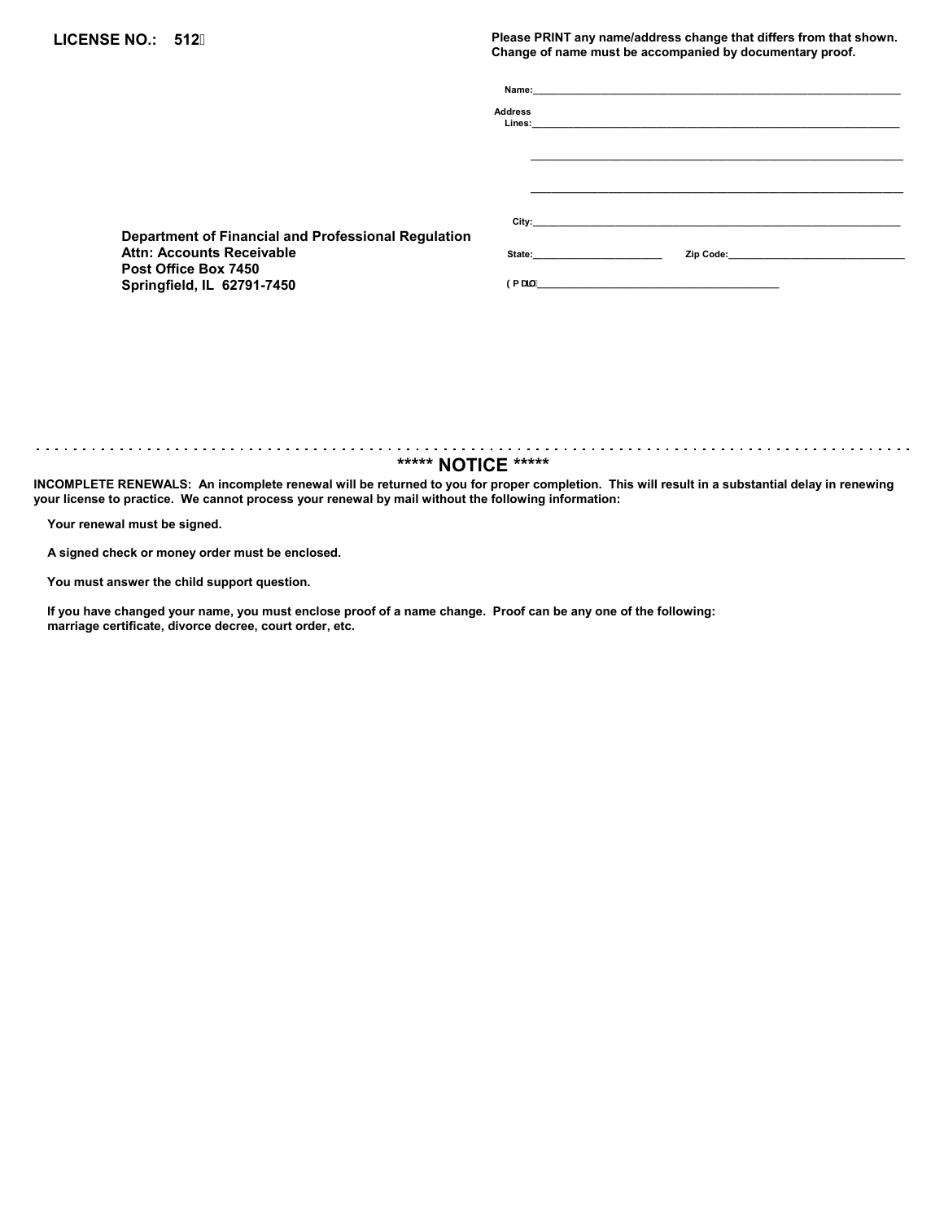**LICENSE NO.: 512**

**Please PRINT any name/address change that differs from that shown. Change of name must be accompanied by documentary proof.**

Name:\_\_\_\_\_\_\_\_\_\_\_\_\_\_\_\_\_\_\_\_\_\_\_\_\_\_\_\_\_\_\_\_\_\_\_\_\_\_\_\_\_\_\_\_\_\_\_\_\_\_

Address Lines:\_\_\_\_\_\_\_\_\_\_\_\_\_\_\_\_\_\_\_\_\_\_\_\_\_\_\_\_\_\_\_\_\_\_\_\_\_\_\_\_\_\_\_\_\_\_\_\_\_\_

\_\_\_\_\_\_\_\_\_\_\_\_\_\_\_\_\_\_\_\_\_\_\_\_\_\_\_\_\_\_\_\_\_\_\_\_\_\_\_\_\_\_\_\_\_\_\_\_\_\_

\_\_\_\_\_\_\_\_\_\_\_\_\_\_\_\_\_\_\_\_\_\_\_\_\_\_\_\_\_\_\_\_\_\_\_\_\_\_\_\_\_\_\_\_\_\_\_\_\_\_

City:\_\_\_\_\_\_\_\_\_\_\_\_\_\_\_\_\_\_\_\_\_\_\_\_\_\_\_\_\_\_\_\_\_\_\_\_\_\_\_\_\_\_\_\_\_\_\_\_\_\_

State:\_\_\_\_\_\_\_\_\_\_\_\_\_\_\_\_\_\_\_\_ Zip Code:\_\_\_\_\_\_\_\_\_\_\_\_\_\_\_\_\_\_\_\_\_\_\_\_\_\_

Email:\_\_\_\_\_\_\_\_\_\_\_\_\_\_\_\_\_\_\_\_\_\_\_\_\_\_\_\_\_\_\_\_\_\_\_\_\_\_\_\_

**Department of Financial and Professional Regulation**
**Attn: Accounts Receivable**
**Post Office Box 7450**
**Springfield, IL 62791-7450**

## ***** NOTICE *****

**INCOMPLETE RENEWALS: An incomplete renewal will be returned to you for proper completion. This will result in a substantial delay in renewing your license to practice. We cannot process your renewal by mail without the following information:**

**Your renewal must be signed.**

**A signed check or money order must be enclosed.**

**You must answer the child support question.**

**If you have changed your name, you must enclose proof of a name change. Proof can be any one of the following: marriage certificate, divorce decree, court order, etc.**